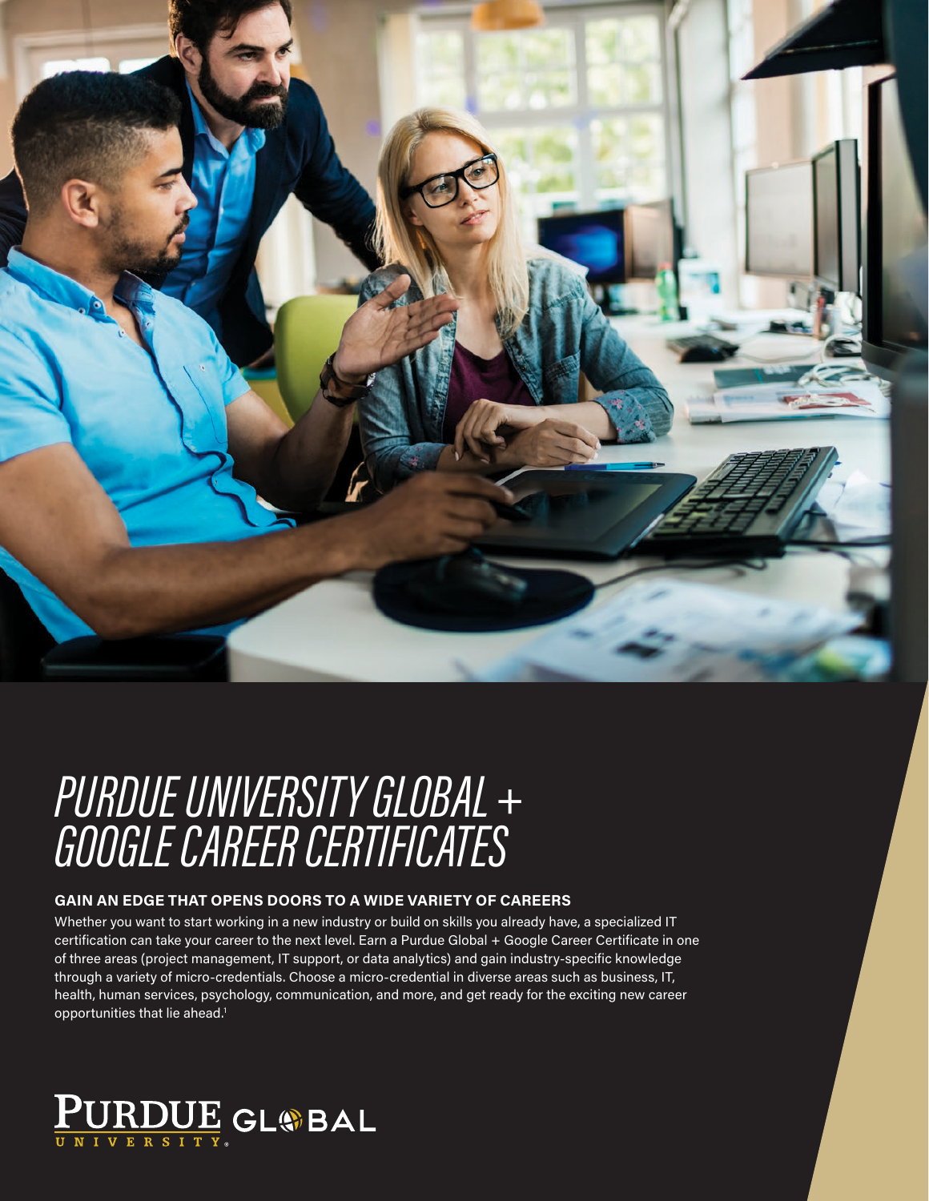# PURDUE UNIVERSITY GLOBAL + GOOGLE CAREER CERTIFICATES

## GAIN AN EDGE THAT OPENS DOORS TO A WIDE VARIETY OF CAREERS

Whether you want to start working in a new industry or build on skills you already have, a specialized IT certification can take your career to the next level. Earn a Purdue Global + Google Career Certificate in one of three areas (project management, IT support, or data analytics) and gain industry-specific knowledge through a variety of micro-credentials. Choose a micro-credential in diverse areas such as business, IT, health, human services, psychology, communication, and more, and get ready for the exciting new career opportunities that lie ahead.[1]

PURDUE UNIVERSITY GLOBAL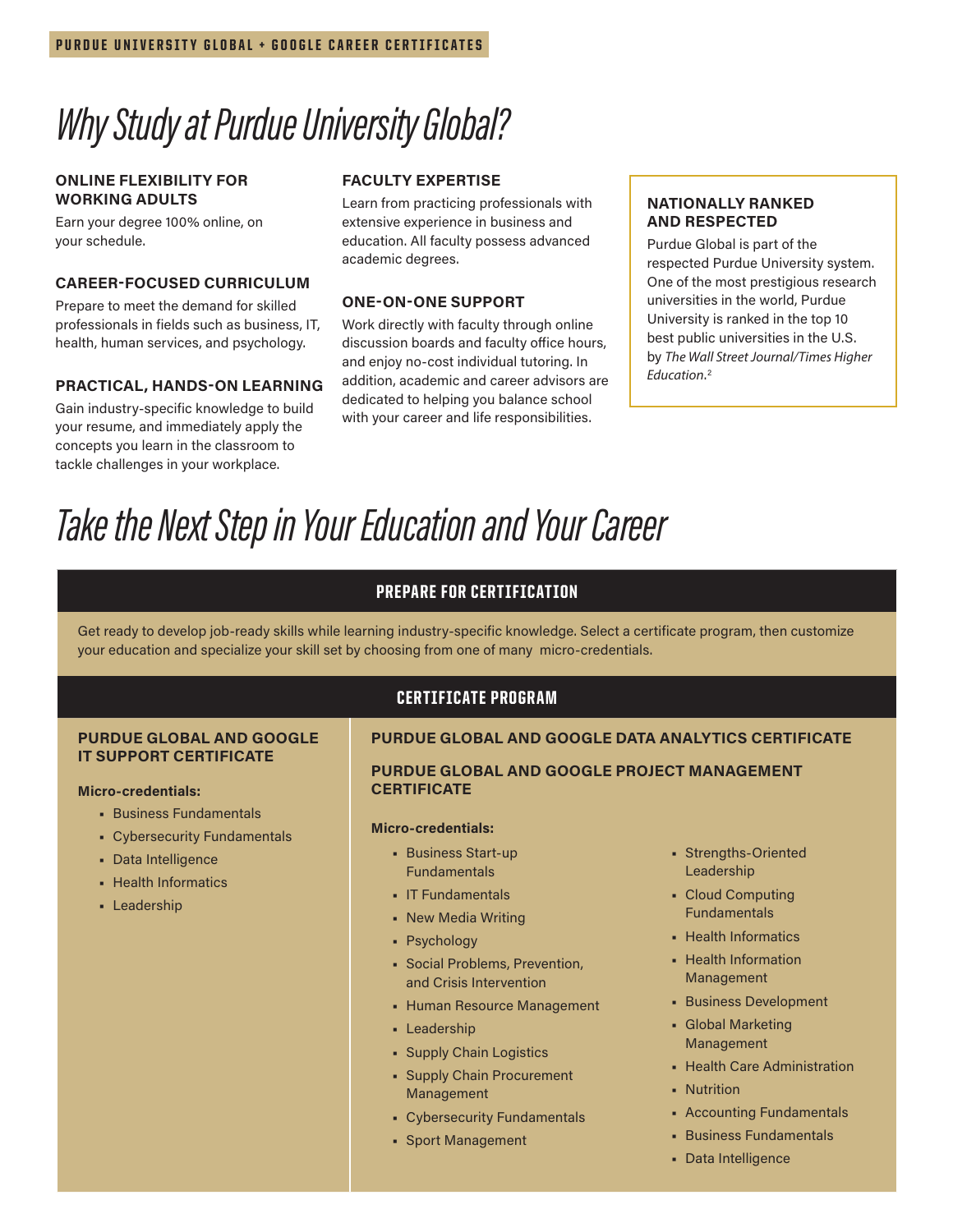# Why Study at Purdue University Global?

### ONLINE FLEXIBILITY FOR WORKING ADULTS

Earn your degree 100% online, on your schedule.

### CAREER-FOCUSED CURRICULUM

Prepare to meet the demand for skilled professionals in fields such as business, IT, health, human services, and psychology.

### PRACTICAL, HANDS-ON LEARNING

Gain industry-specific knowledge to build your resume, and immediately apply the concepts you learn in the classroom to tackle challenges in your workplace.

### FACULTY EXPERTISE

Learn from practicing professionals with extensive experience in business and education. All faculty possess advanced academic degrees.

### ONE-ON-ONE SUPPORT

Work directly with faculty through online discussion boards and faculty office hours, and enjoy no-cost individual tutoring. In addition, academic and career advisors are dedicated to helping you balance school with your career and life responsibilities.

### NATIONALLY RANKED AND RESPECTED

Purdue Global is part of the respected Purdue University system. One of the most prestigious research universities in the world, Purdue University is ranked in the top 10 best public universities in the U.S. by *The Wall Street Journal/Times Higher Education*.[2]

# Take the Next Step in Your Education and Your Career

## PREPARE FOR CERTIFICATION

Get ready to develop job-ready skills while learning industry-specific knowledge. Select a certificate program, then customize your education and specialize your skill set by choosing from one of many micro-credentials.

## CERTIFICATE PROGRAM

### PURDUE GLOBAL AND GOOGLE IT SUPPORT CERTIFICATE

**Micro-credentials:**

- Business Fundamentals
- Cybersecurity Fundamentals
- Data Intelligence
- Health Informatics
- Leadership

### PURDUE GLOBAL AND GOOGLE DATA ANALYTICS CERTIFICATE

### PURDUE GLOBAL AND GOOGLE PROJECT MANAGEMENT CERTIFICATE

**Micro-credentials:**

- Business Start-up Fundamentals
- IT Fundamentals
- New Media Writing
- Psychology
- Social Problems, Prevention, and Crisis Intervention
- Human Resource Management
- Leadership
- Supply Chain Logistics
- Supply Chain Procurement Management
- Cybersecurity Fundamentals
- Sport Management
- Strengths-Oriented Leadership
- Cloud Computing Fundamentals
- Health Informatics
- Health Information Management
- Business Development
- Global Marketing Management
- Health Care Administration
- Nutrition
- Accounting Fundamentals
- Business Fundamentals
- Data Intelligence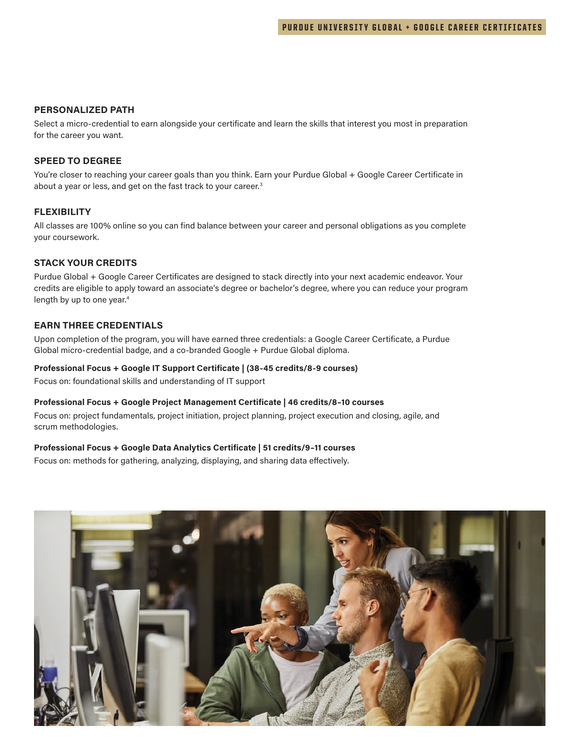## PERSONALIZED PATH

Select a micro-credential to earn alongside your certificate and learn the skills that interest you most in preparation for the career you want.

## SPEED TO DEGREE

You're closer to reaching your career goals than you think. Earn your Purdue Global + Google Career Certificate in about a year or less, and get on the fast track to your career.[3]

## FLEXIBILITY

All classes are 100% online so you can find balance between your career and personal obligations as you complete your coursework.

## STACK YOUR CREDITS

Purdue Global + Google Career Certificates are designed to stack directly into your next academic endeavor. Your credits are eligible to apply toward an associate's degree or bachelor's degree, where you can reduce your program length by up to one year.[4]

## EARN THREE CREDENTIALS

Upon completion of the program, you will have earned three credentials: a Google Career Certificate, a Purdue Global micro-credential badge, and a co-branded Google + Purdue Global diploma.

**Professional Focus + Google IT Support Certificate | (38-45 credits/8-9 courses)**

Focus on: foundational skills and understanding of IT support

**Professional Focus + Google Project Management Certificate | 46 credits/8–10 courses**

Focus on: project fundamentals, project initiation, project planning, project execution and closing, agile, and scrum methodologies.

**Professional Focus + Google Data Analytics Certificate | 51 credits/9–11 courses**

Focus on: methods for gathering, analyzing, displaying, and sharing data effectively.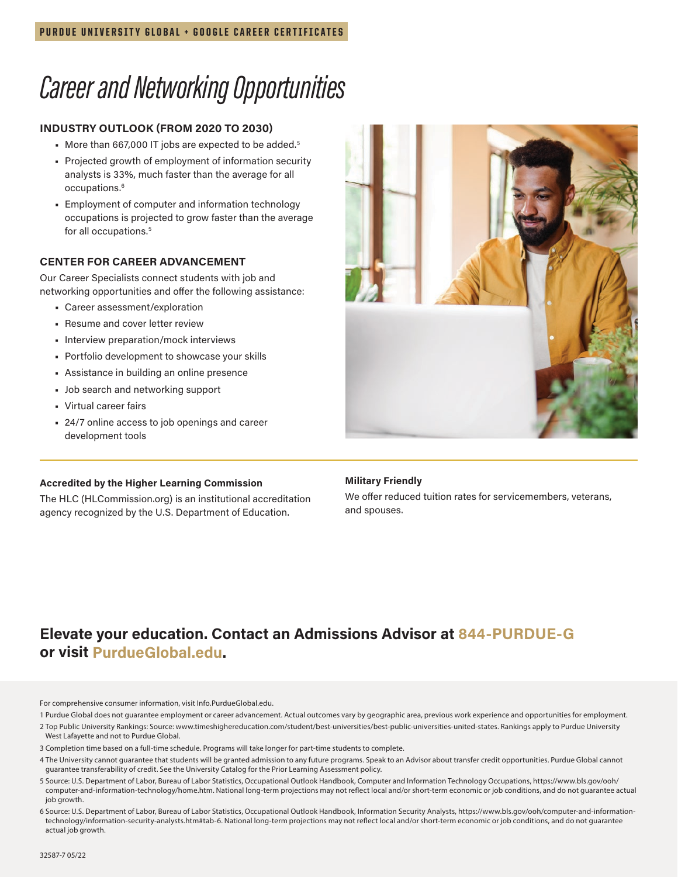PURDUE UNIVERSITY GLOBAL + GOOGLE CAREER CERTIFICATES

# Career and Networking Opportunities

### INDUSTRY OUTLOOK (FROM 2020 TO 2030)

- More than 667,000 IT jobs are expected to be added.[5]
- Projected growth of employment of information security analysts is 33%, much faster than the average for all occupations.[6]
- Employment of computer and information technology occupations is projected to grow faster than the average for all occupations.[5]

### CENTER FOR CAREER ADVANCEMENT

Our Career Specialists connect students with job and networking opportunities and offer the following assistance:

- Career assessment/exploration
- Resume and cover letter review
- Interview preparation/mock interviews
- Portfolio development to showcase your skills
- Assistance in building an online presence
- Job search and networking support
- Virtual career fairs
- 24/7 online access to job openings and career development tools

**Accredited by the Higher Learning Commission**

The HLC (HLCommission.org) is an institutional accreditation agency recognized by the U.S. Department of Education.

**Military Friendly**

We offer reduced tuition rates for servicemembers, veterans, and spouses.

## Elevate your education. Contact an Admissions Advisor at 844-PURDUE-G or visit PurdueGlobal.edu.

For comprehensive consumer information, visit Info.PurdueGlobal.edu.

1 Purdue Global does not guarantee employment or career advancement. Actual outcomes vary by geographic area, previous work experience and opportunities for employment.

2 Top Public University Rankings: Source: www.timeshighereducation.com/student/best-universities/best-public-universities-united-states. Rankings apply to Purdue University West Lafayette and not to Purdue Global.

3 Completion time based on a full-time schedule. Programs will take longer for part-time students to complete.

4 The University cannot guarantee that students will be granted admission to any future programs. Speak to an Advisor about transfer credit opportunities. Purdue Global cannot guarantee transferability of credit. See the University Catalog for the Prior Learning Assessment policy.

5 Source: U.S. Department of Labor, Bureau of Labor Statistics, Occupational Outlook Handbook, Computer and Information Technology Occupations, https://www.bls.gov/ooh/computer-and-information-technology/home.htm. National long-term projections may not reflect local and/or short-term economic or job conditions, and do not guarantee actual job growth.

6 Source: U.S. Department of Labor, Bureau of Labor Statistics, Occupational Outlook Handbook, Information Security Analysts, https://www.bls.gov/ooh/computer-and-information-technology/information-security-analysts.htm#tab-6. National long-term projections may not reflect local and/or short-term economic or job conditions, and do not guarantee actual job growth.

32587-7 05/22